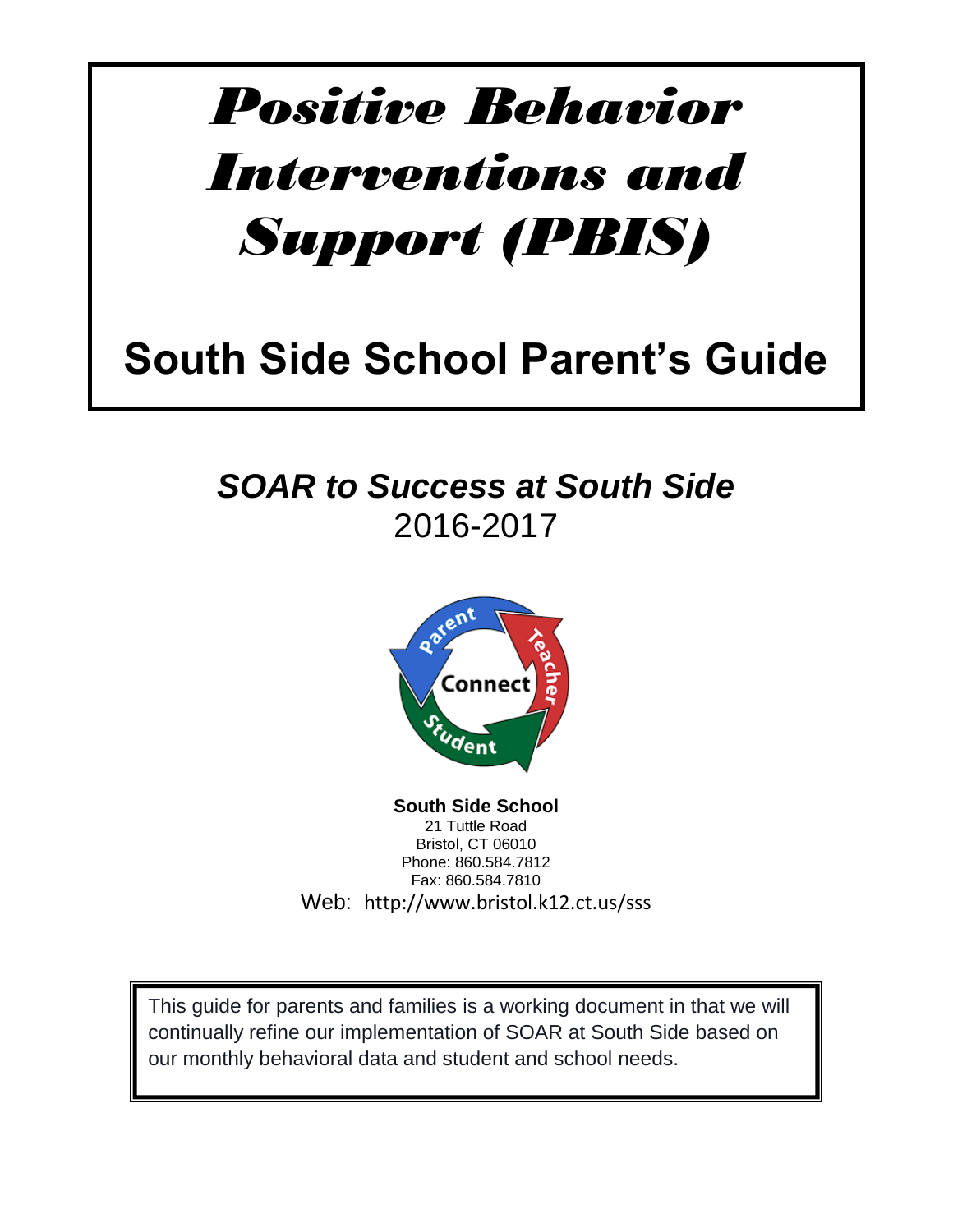# *Positive Behavior Interventions and Support (PBIS)*

# South Side School Parent's Guide

## *SOAR to Success at South Side*

2016-2017

**South Side School**
21 Tuttle Road
Bristol, CT 06010
Phone: 860.584.7812
Fax: 860.584.7810
Web: http://www.bristol.k12.ct.us/sss

This guide for parents and families is a working document in that we will continually refine our implementation of SOAR at South Side based on our monthly behavioral data and student and school needs.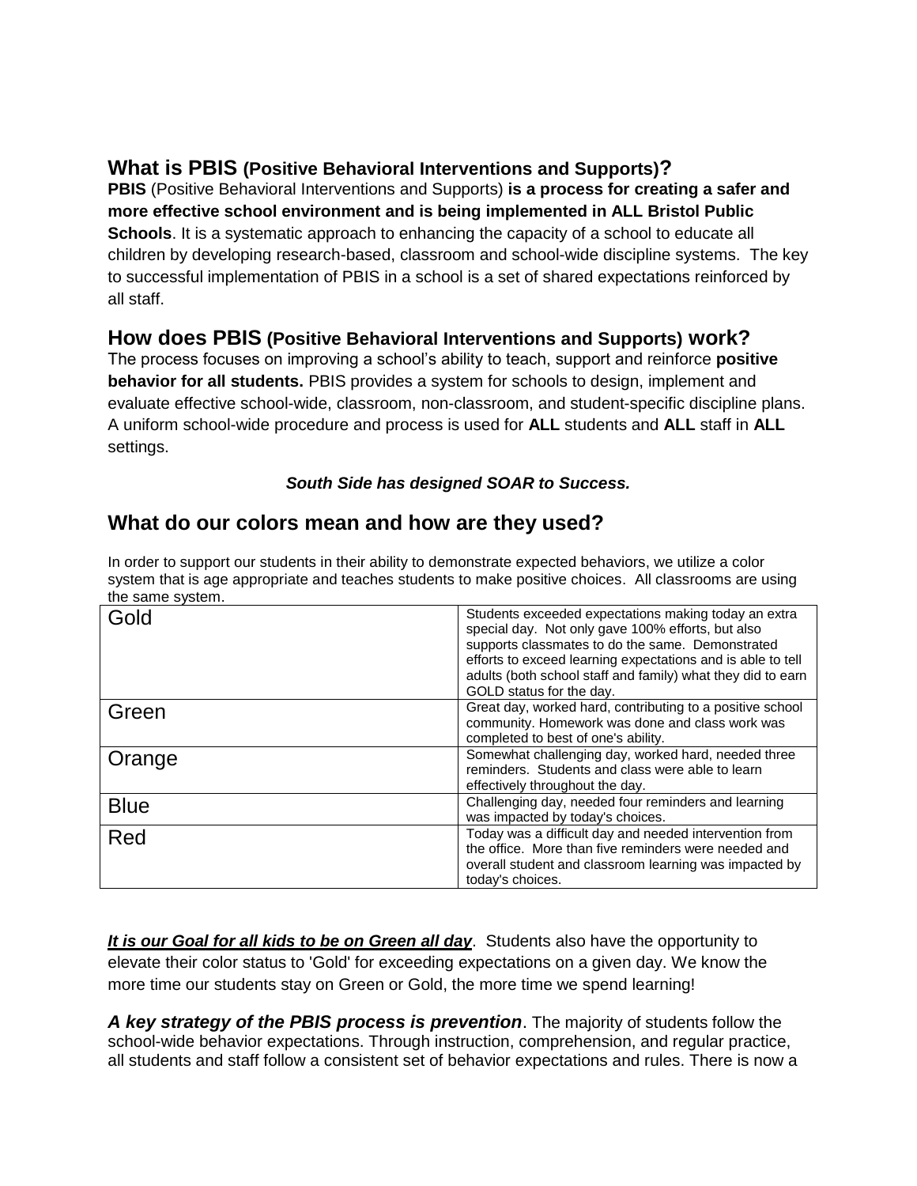## What is PBIS (Positive Behavioral Interventions and Supports)?

**PBIS** (Positive Behavioral Interventions and Supports) **is a process for creating a safer and more effective school environment and is being implemented in ALL Bristol Public Schools**. It is a systematic approach to enhancing the capacity of a school to educate all children by developing research-based, classroom and school-wide discipline systems. The key to successful implementation of PBIS in a school is a set of shared expectations reinforced by all staff.

## How does PBIS (Positive Behavioral Interventions and Supports) work?

The process focuses on improving a school's ability to teach, support and reinforce **positive behavior for all students.** PBIS provides a system for schools to design, implement and evaluate effective school-wide, classroom, non-classroom, and student-specific discipline plans. A uniform school-wide procedure and process is used for **ALL** students and **ALL** staff in **ALL** settings.

***South Side has designed SOAR to Success.***

## What do our colors mean and how are they used?

In order to support our students in their ability to demonstrate expected behaviors, we utilize a color system that is age appropriate and teaches students to make positive choices. All classrooms are using the same system.

| Color | Description |
|---|---|
| Gold | Students exceeded expectations making today an extra special day. Not only gave 100% efforts, but also supports classmates to do the same. Demonstrated efforts to exceed learning expectations and is able to tell adults (both school staff and family) what they did to earn GOLD status for the day. |
| Green | Great day, worked hard, contributing to a positive school community. Homework was done and class work was completed to best of one's ability. |
| Orange | Somewhat challenging day, worked hard, needed three reminders. Students and class were able to learn effectively throughout the day. |
| Blue | Challenging day, needed four reminders and learning was impacted by today's choices. |
| Red | Today was a difficult day and needed intervention from the office. More than five reminders were needed and overall student and classroom learning was impacted by today's choices. |

***It is our Goal for all kids to be on Green all day***. Students also have the opportunity to elevate their color status to 'Gold' for exceeding expectations on a given day. We know the more time our students stay on Green or Gold, the more time we spend learning!

***A key strategy of the PBIS process is prevention***. The majority of students follow the school-wide behavior expectations. Through instruction, comprehension, and regular practice, all students and staff follow a consistent set of behavior expectations and rules. There is now a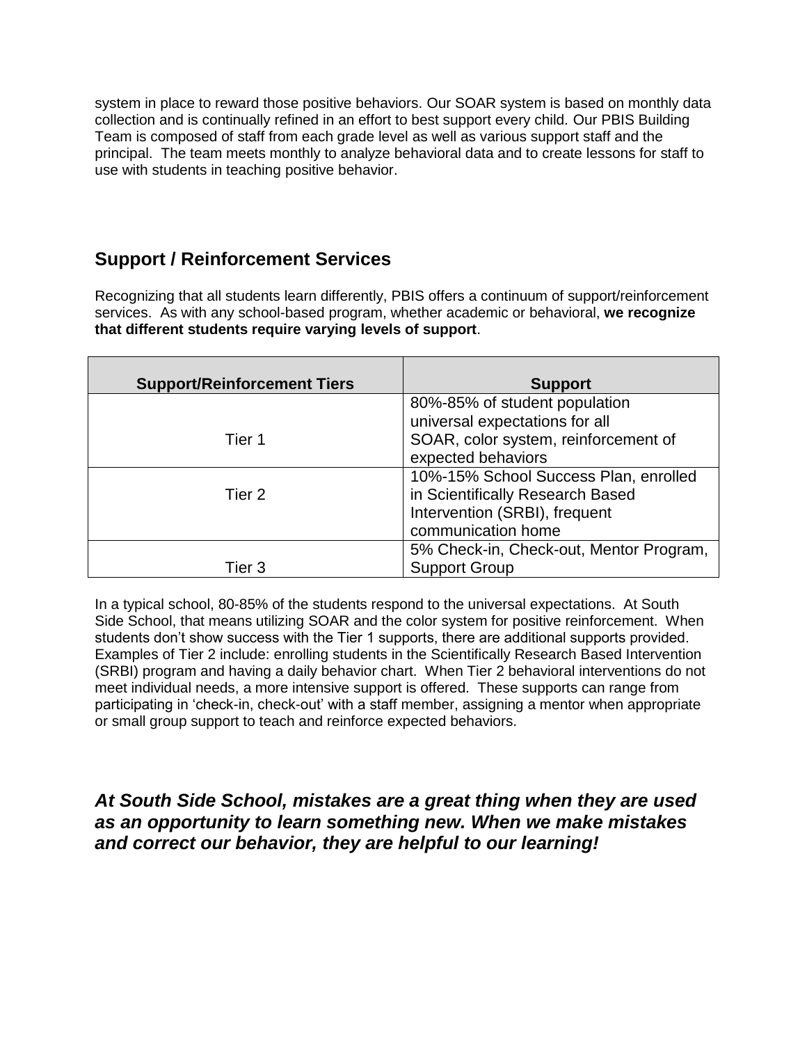system in place to reward those positive behaviors. Our SOAR system is based on monthly data collection and is continually refined in an effort to best support every child. Our PBIS Building Team is composed of staff from each grade level as well as various support staff and the principal. The team meets monthly to analyze behavioral data and to create lessons for staff to use with students in teaching positive behavior.

## Support / Reinforcement Services

Recognizing that all students learn differently, PBIS offers a continuum of support/reinforcement services. As with any school-based program, whether academic or behavioral, **we recognize that different students require varying levels of support**.

| Support/Reinforcement Tiers | Support |
|---|---|
| Tier 1 | 80%-85% of student population universal expectations for all SOAR, color system, reinforcement of expected behaviors |
| Tier 2 | 10%-15% School Success Plan, enrolled in Scientifically Research Based Intervention (SRBI), frequent communication home |
| Tier 3 | 5% Check-in, Check-out, Mentor Program, Support Group |

In a typical school, 80-85% of the students respond to the universal expectations. At South Side School, that means utilizing SOAR and the color system for positive reinforcement. When students don't show success with the Tier 1 supports, there are additional supports provided. Examples of Tier 2 include: enrolling students in the Scientifically Research Based Intervention (SRBI) program and having a daily behavior chart. When Tier 2 behavioral interventions do not meet individual needs, a more intensive support is offered. These supports can range from participating in 'check-in, check-out' with a staff member, assigning a mentor when appropriate or small group support to teach and reinforce expected behaviors.

***At South Side School, mistakes are a great thing when they are used as an opportunity to learn something new. When we make mistakes and correct our behavior, they are helpful to our learning!***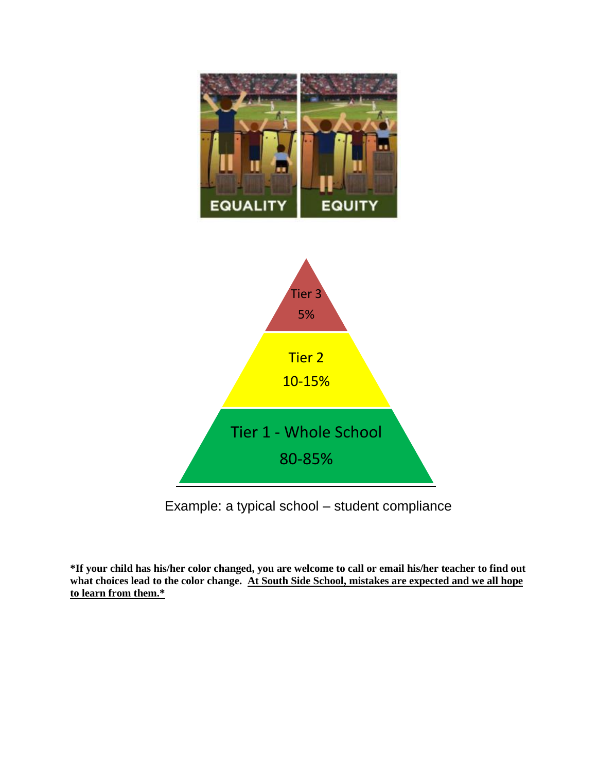EQUALITY EQUITY

Tier 3
5%

Tier 2
10-15%

Tier 1 - Whole School
80-85%

Example: a typical school – student compliance

**\*If your child has his/her color changed, you are welcome to call or email his/her teacher to find out what choices lead to the color change. <u>At South Side School, mistakes are expected and we all hope to learn from them.\*</u>**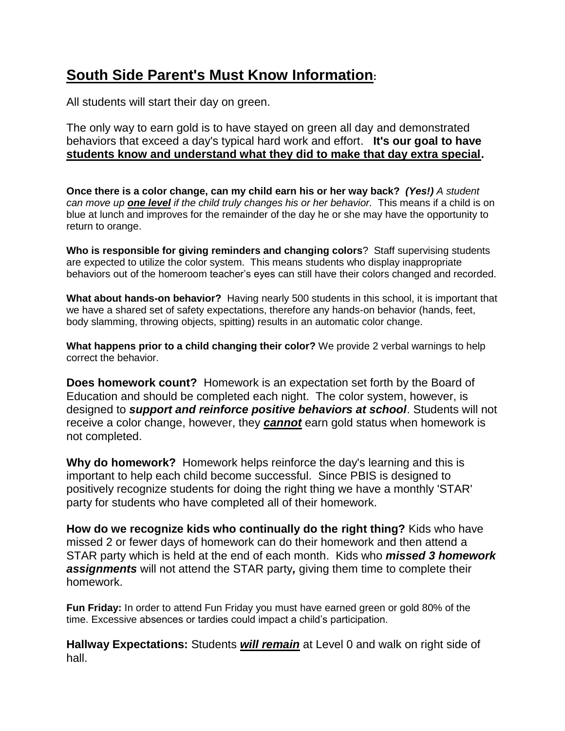# <u>South Side Parent's Must Know Information</u>:

All students will start their day on green.

The only way to earn gold is to have stayed on green all day and demonstrated behaviors that exceed a day's typical hard work and effort. **<u>It's our goal to have students know and understand what they did to make that day extra special</u>.**

**Once there is a color change, can my child earn his or her way back?** ***(Yes!)*** *A student can move up **<u>one level</u>** if the child truly changes his or her behavior.* This means if a child is on blue at lunch and improves for the remainder of the day he or she may have the opportunity to return to orange.

**Who is responsible for giving reminders and changing colors**? Staff supervising students are expected to utilize the color system. This means students who display inappropriate behaviors out of the homeroom teacher's eyes can still have their colors changed and recorded.

**What about hands-on behavior?** Having nearly 500 students in this school, it is important that we have a shared set of safety expectations, therefore any hands-on behavior (hands, feet, body slamming, throwing objects, spitting) results in an automatic color change.

**What happens prior to a child changing their color?** We provide 2 verbal warnings to help correct the behavior.

**Does homework count?** Homework is an expectation set forth by the Board of Education and should be completed each night. The color system, however, is designed to ***support and reinforce positive behaviors at school***. Students will not receive a color change, however, they ***<u>cannot</u>*** earn gold status when homework is not completed.

**Why do homework?** Homework helps reinforce the day's learning and this is important to help each child become successful. Since PBIS is designed to positively recognize students for doing the right thing we have a monthly 'STAR' party for students who have completed all of their homework.

**How do we recognize kids who continually do the right thing?** Kids who have missed 2 or fewer days of homework can do their homework and then attend a STAR party which is held at the end of each month. Kids who ***missed 3 homework assignments*** will not attend the STAR party***,*** giving them time to complete their homework.

**Fun Friday:** In order to attend Fun Friday you must have earned green or gold 80% of the time. Excessive absences or tardies could impact a child's participation.

**Hallway Expectations:** Students ***<u>will remain</u>*** at Level 0 and walk on right side of hall.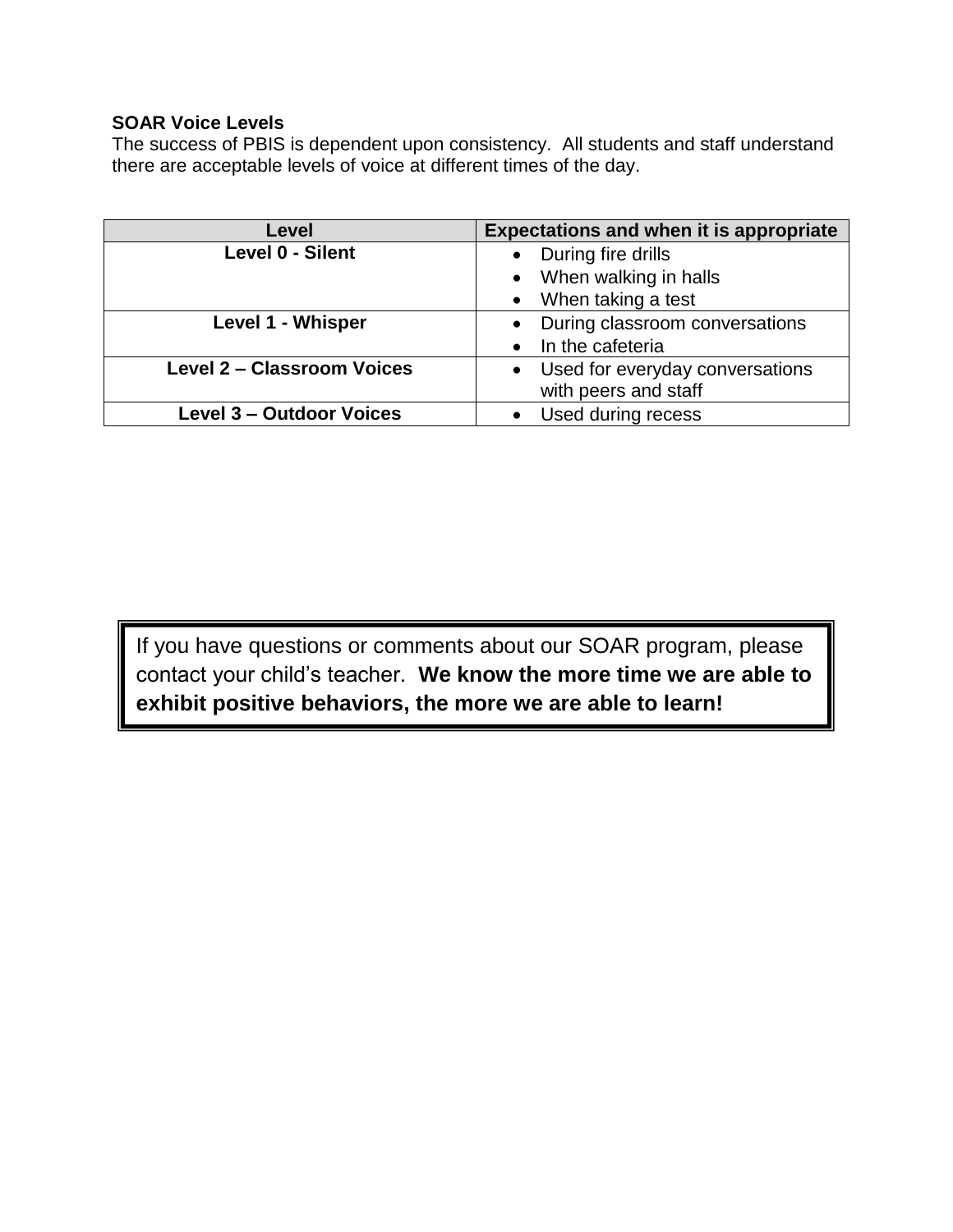**SOAR Voice Levels**

The success of PBIS is dependent upon consistency. All students and staff understand there are acceptable levels of voice at different times of the day.

| Level | Expectations and when it is appropriate |
|---|---|
| **Level 0 - Silent** | • During fire drills<br>• When walking in halls<br>• When taking a test |
| **Level 1 - Whisper** | • During classroom conversations<br>• In the cafeteria |
| **Level 2 – Classroom Voices** | • Used for everyday conversations with peers and staff |
| **Level 3 – Outdoor Voices** | • Used during recess |

If you have questions or comments about our SOAR program, please contact your child's teacher. **We know the more time we are able to exhibit positive behaviors, the more we are able to learn!**